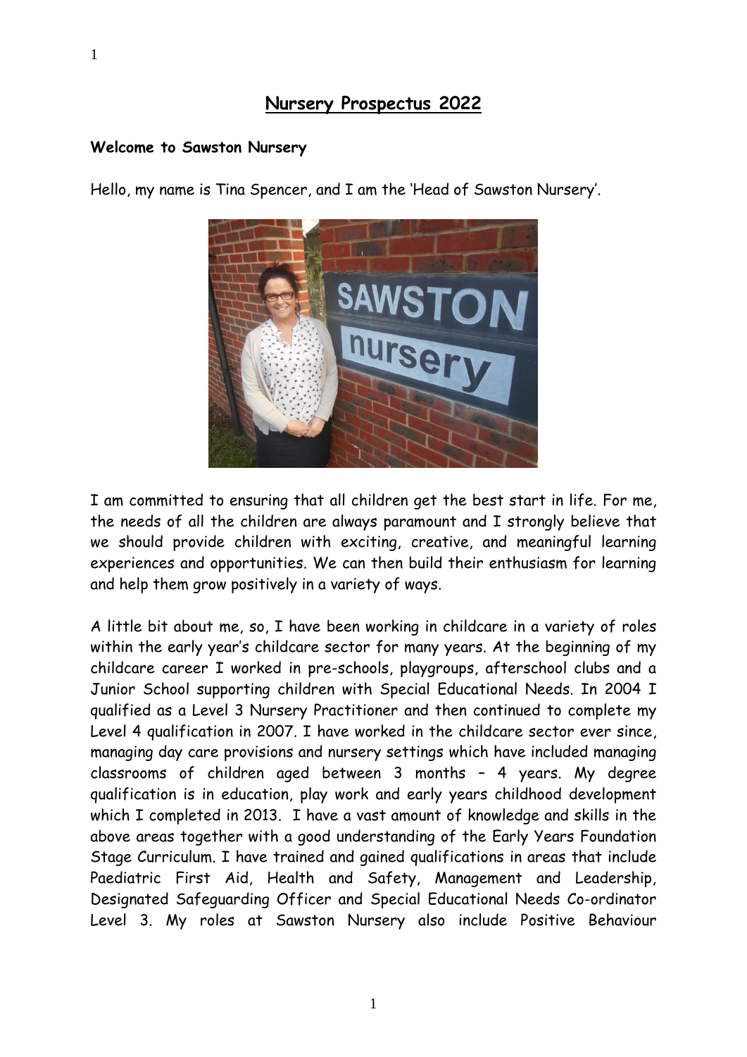# Nursery Prospectus 2022

**Welcome to Sawston Nursery**

Hello, my name is Tina Spencer, and I am the 'Head of Sawston Nursery'.

I am committed to ensuring that all children get the best start in life. For me, the needs of all the children are always paramount and I strongly believe that we should provide children with exciting, creative, and meaningful learning experiences and opportunities. We can then build their enthusiasm for learning and help them grow positively in a variety of ways.

A little bit about me, so, I have been working in childcare in a variety of roles within the early year's childcare sector for many years. At the beginning of my childcare career I worked in pre-schools, playgroups, afterschool clubs and a Junior School supporting children with Special Educational Needs. In 2004 I qualified as a Level 3 Nursery Practitioner and then continued to complete my Level 4 qualification in 2007. I have worked in the childcare sector ever since, managing day care provisions and nursery settings which have included managing classrooms of children aged between 3 months – 4 years. My degree qualification is in education, play work and early years childhood development which I completed in 2013. I have a vast amount of knowledge and skills in the above areas together with a good understanding of the Early Years Foundation Stage Curriculum. I have trained and gained qualifications in areas that include Paediatric First Aid, Health and Safety, Management and Leadership, Designated Safeguarding Officer and Special Educational Needs Co-ordinator Level 3. My roles at Sawston Nursery also include Positive Behaviour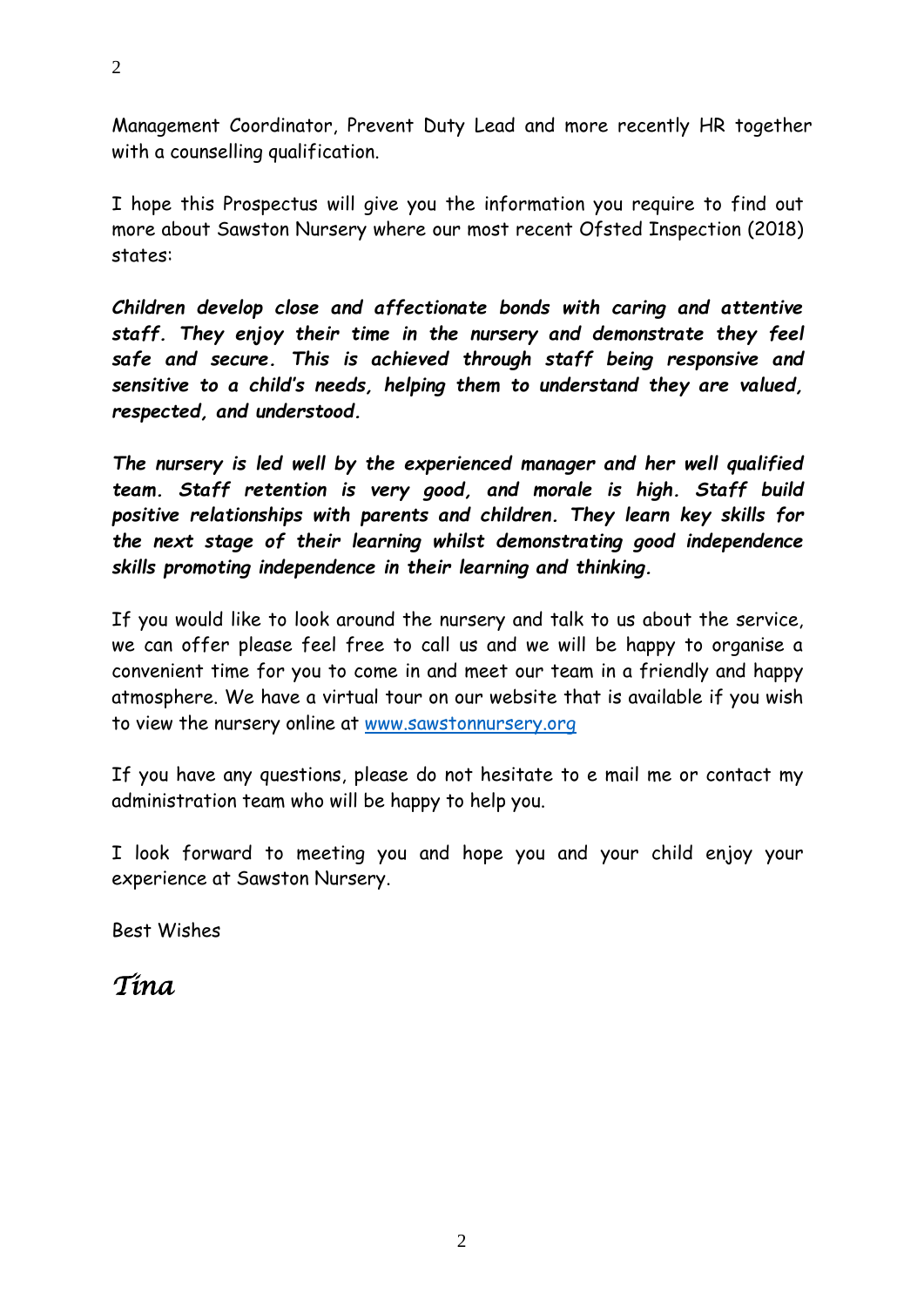Management Coordinator, Prevent Duty Lead and more recently HR together with a counselling qualification.

I hope this Prospectus will give you the information you require to find out more about Sawston Nursery where our most recent Ofsted Inspection (2018) states:

***Children develop close and affectionate bonds with caring and attentive staff. They enjoy their time in the nursery and demonstrate they feel safe and secure. This is achieved through staff being responsive and sensitive to a child's needs, helping them to understand they are valued, respected, and understood.***

***The nursery is led well by the experienced manager and her well qualified team. Staff retention is very good, and morale is high. Staff build positive relationships with parents and children. They learn key skills for the next stage of their learning whilst demonstrating good independence skills promoting independence in their learning and thinking.***

If you would like to look around the nursery and talk to us about the service, we can offer please feel free to call us and we will be happy to organise a convenient time for you to come in and meet our team in a friendly and happy atmosphere. We have a virtual tour on our website that is available if you wish to view the nursery online at [www.sawstonnursery.org](http://www.sawstonnursery.org)

If you have any questions, please do not hesitate to e mail me or contact my administration team who will be happy to help you.

I look forward to meeting you and hope you and your child enjoy your experience at Sawston Nursery.

Best Wishes

*Tina*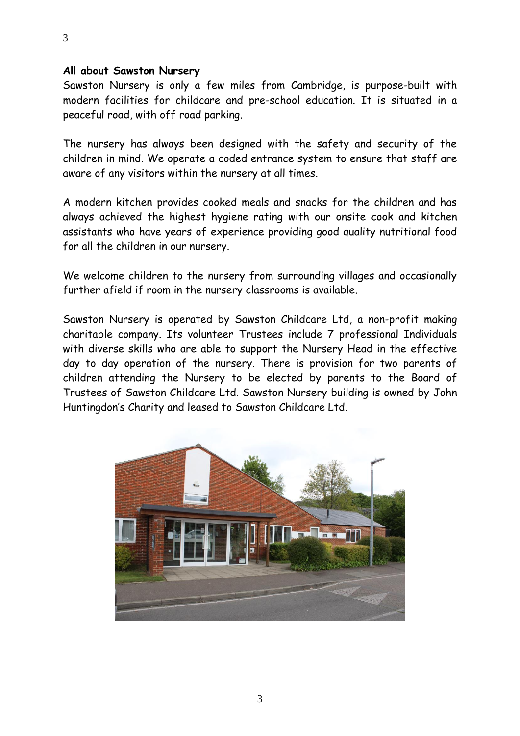**All about Sawston Nursery**

Sawston Nursery is only a few miles from Cambridge, is purpose-built with modern facilities for childcare and pre-school education. It is situated in a peaceful road, with off road parking.

The nursery has always been designed with the safety and security of the children in mind. We operate a coded entrance system to ensure that staff are aware of any visitors within the nursery at all times.

A modern kitchen provides cooked meals and snacks for the children and has always achieved the highest hygiene rating with our onsite cook and kitchen assistants who have years of experience providing good quality nutritional food for all the children in our nursery.

We welcome children to the nursery from surrounding villages and occasionally further afield if room in the nursery classrooms is available.

Sawston Nursery is operated by Sawston Childcare Ltd, a non-profit making charitable company. Its volunteer Trustees include 7 professional Individuals with diverse skills who are able to support the Nursery Head in the effective day to day operation of the nursery. There is provision for two parents of children attending the Nursery to be elected by parents to the Board of Trustees of Sawston Childcare Ltd. Sawston Nursery building is owned by John Huntingdon's Charity and leased to Sawston Childcare Ltd.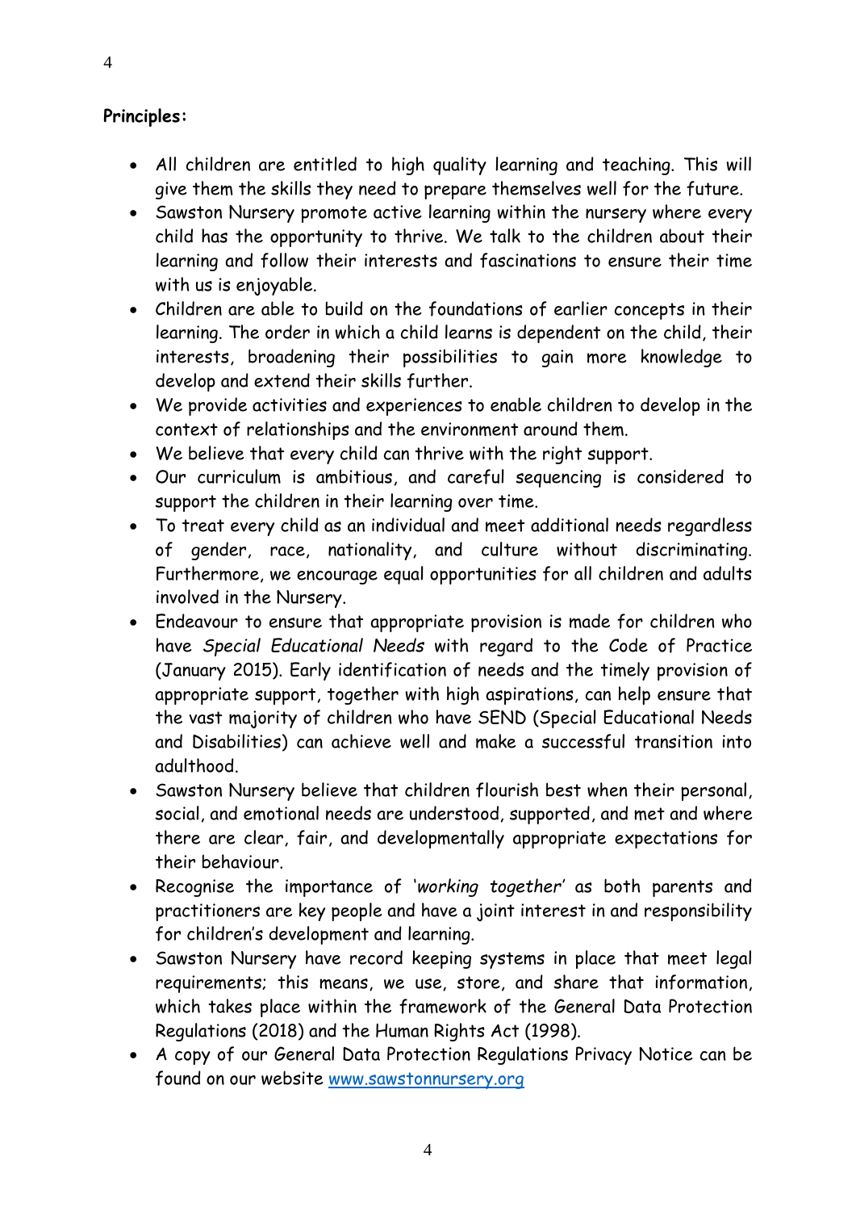**Principles:**

- All children are entitled to high quality learning and teaching. This will give them the skills they need to prepare themselves well for the future.
- Sawston Nursery promote active learning within the nursery where every child has the opportunity to thrive. We talk to the children about their learning and follow their interests and fascinations to ensure their time with us is enjoyable.
- Children are able to build on the foundations of earlier concepts in their learning. The order in which a child learns is dependent on the child, their interests, broadening their possibilities to gain more knowledge to develop and extend their skills further.
- We provide activities and experiences to enable children to develop in the context of relationships and the environment around them.
- We believe that every child can thrive with the right support.
- Our curriculum is ambitious, and careful sequencing is considered to support the children in their learning over time.
- To treat every child as an individual and meet additional needs regardless of gender, race, nationality, and culture without discriminating. Furthermore, we encourage equal opportunities for all children and adults involved in the Nursery.
- Endeavour to ensure that appropriate provision is made for children who have *Special Educational Needs* with regard to the Code of Practice (January 2015). Early identification of needs and the timely provision of appropriate support, together with high aspirations, can help ensure that the vast majority of children who have SEND (Special Educational Needs and Disabilities) can achieve well and make a successful transition into adulthood.
- Sawston Nursery believe that children flourish best when their personal, social, and emotional needs are understood, supported, and met and where there are clear, fair, and developmentally appropriate expectations for their behaviour.
- Recognise the importance of '*working together*' as both parents and practitioners are key people and have a joint interest in and responsibility for children's development and learning.
- Sawston Nursery have record keeping systems in place that meet legal requirements; this means, we use, store, and share that information, which takes place within the framework of the General Data Protection Regulations (2018) and the Human Rights Act (1998).
- A copy of our General Data Protection Regulations Privacy Notice can be found on our website [www.sawstonnursery.org](http://www.sawstonnursery.org)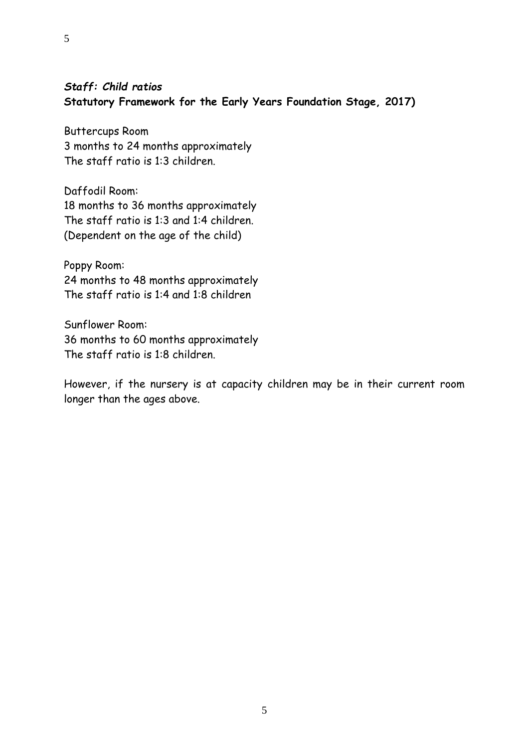***Staff: Child ratios***
**Statutory Framework for the Early Years Foundation Stage, 2017)**

Buttercups Room
3 months to 24 months approximately
The staff ratio is 1:3 children.

Daffodil Room:
18 months to 36 months approximately
The staff ratio is 1:3 and 1:4 children.
(Dependent on the age of the child)

Poppy Room:
24 months to 48 months approximately
The staff ratio is 1:4 and 1:8 children

Sunflower Room:
36 months to 60 months approximately
The staff ratio is 1:8 children.

However, if the nursery is at capacity children may be in their current room longer than the ages above.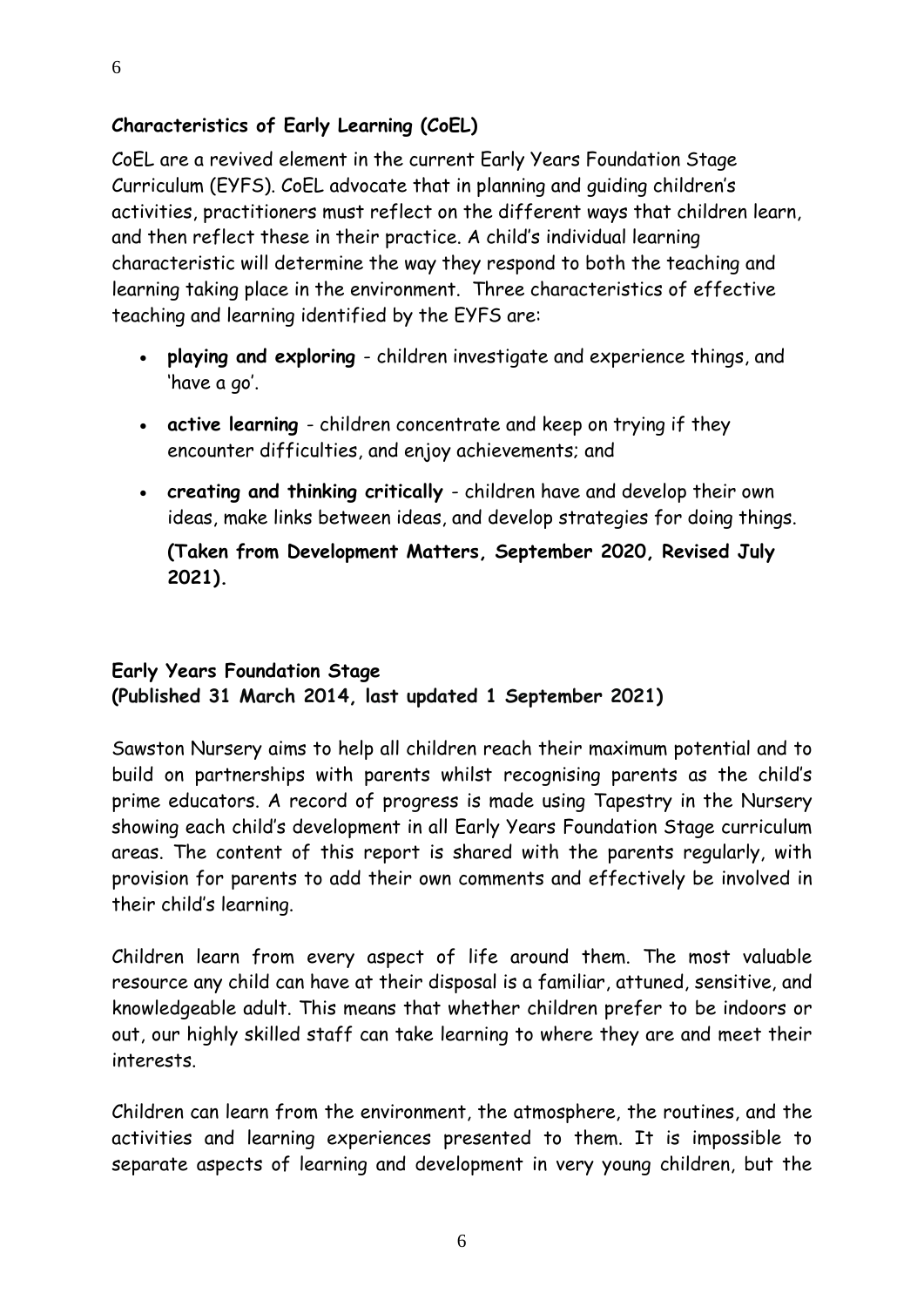## Characteristics of Early Learning (CoEL)

CoEL are a revived element in the current Early Years Foundation Stage Curriculum (EYFS). CoEL advocate that in planning and guiding children's activities, practitioners must reflect on the different ways that children learn, and then reflect these in their practice. A child's individual learning characteristic will determine the way they respond to both the teaching and learning taking place in the environment. Three characteristics of effective teaching and learning identified by the EYFS are:

- **playing and exploring** - children investigate and experience things, and 'have a go'.
- **active learning** - children concentrate and keep on trying if they encounter difficulties, and enjoy achievements; and
- **creating and thinking critically** - children have and develop their own ideas, make links between ideas, and develop strategies for doing things.

  **(Taken from Development Matters, September 2020, Revised July 2021).**

## Early Years Foundation Stage
**(Published 31 March 2014, last updated 1 September 2021)**

Sawston Nursery aims to help all children reach their maximum potential and to build on partnerships with parents whilst recognising parents as the child's prime educators. A record of progress is made using Tapestry in the Nursery showing each child's development in all Early Years Foundation Stage curriculum areas. The content of this report is shared with the parents regularly, with provision for parents to add their own comments and effectively be involved in their child's learning.

Children learn from every aspect of life around them. The most valuable resource any child can have at their disposal is a familiar, attuned, sensitive, and knowledgeable adult. This means that whether children prefer to be indoors or out, our highly skilled staff can take learning to where they are and meet their interests.

Children can learn from the environment, the atmosphere, the routines, and the activities and learning experiences presented to them. It is impossible to separate aspects of learning and development in very young children, but the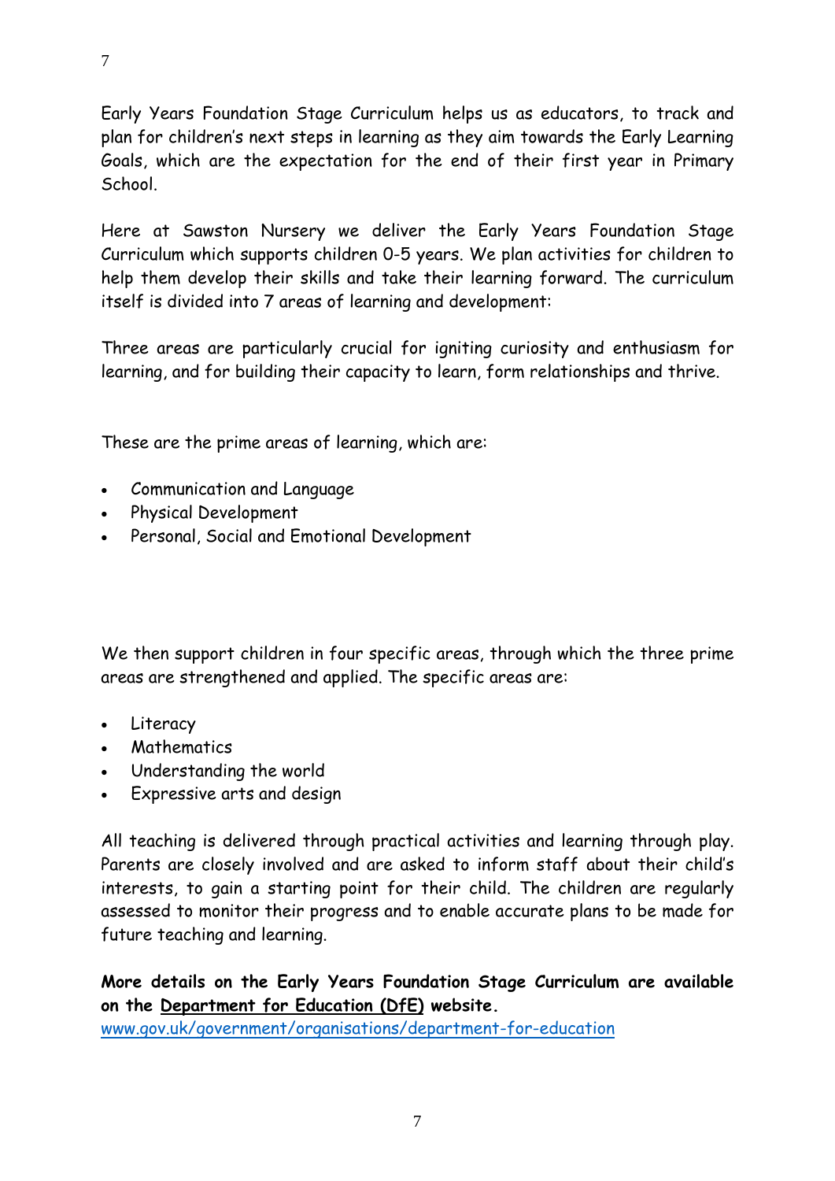Early Years Foundation Stage Curriculum helps us as educators, to track and plan for children's next steps in learning as they aim towards the Early Learning Goals, which are the expectation for the end of their first year in Primary School.

Here at Sawston Nursery we deliver the Early Years Foundation Stage Curriculum which supports children 0-5 years. We plan activities for children to help them develop their skills and take their learning forward. The curriculum itself is divided into 7 areas of learning and development:

Three areas are particularly crucial for igniting curiosity and enthusiasm for learning, and for building their capacity to learn, form relationships and thrive.

These are the prime areas of learning, which are:

- Communication and Language
- Physical Development
- Personal, Social and Emotional Development

We then support children in four specific areas, through which the three prime areas are strengthened and applied. The specific areas are:

- Literacy
- Mathematics
- Understanding the world
- Expressive arts and design

All teaching is delivered through practical activities and learning through play. Parents are closely involved and are asked to inform staff about their child's interests, to gain a starting point for their child. The children are regularly assessed to monitor their progress and to enable accurate plans to be made for future teaching and learning.

**More details on the Early Years Foundation Stage Curriculum are available on the Department for Education (DfE) website.**
www.gov.uk/government/organisations/department-for-education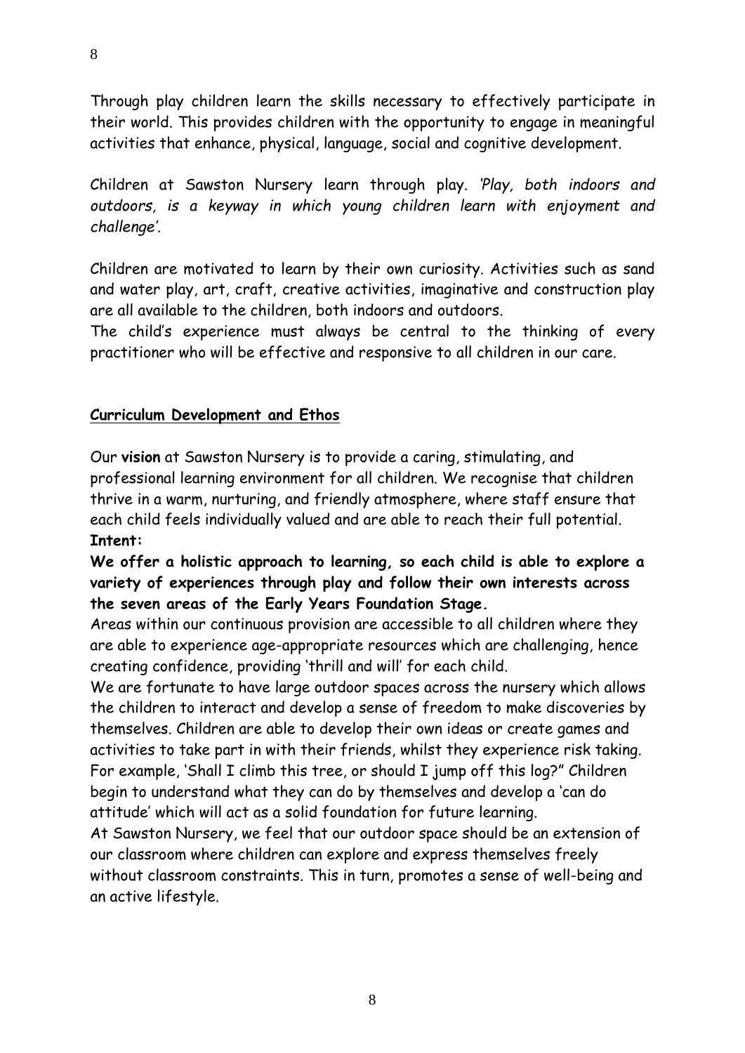Through play children learn the skills necessary to effectively participate in their world. This provides children with the opportunity to engage in meaningful activities that enhance, physical, language, social and cognitive development.

Children at Sawston Nursery learn through play. *'Play, both indoors and outdoors, is a keyway in which young children learn with enjoyment and challenge'.*

Children are motivated to learn by their own curiosity. Activities such as sand and water play, art, craft, creative activities, imaginative and construction play are all available to the children, both indoors and outdoors.
The child's experience must always be central to the thinking of every practitioner who will be effective and responsive to all children in our care.

## Curriculum Development and Ethos

Our **vision** at Sawston Nursery is to provide a caring, stimulating, and professional learning environment for all children. We recognise that children thrive in a warm, nurturing, and friendly atmosphere, where staff ensure that each child feels individually valued and are able to reach their full potential.
**Intent:**

**We offer a holistic approach to learning, so each child is able to explore a variety of experiences through play and follow their own interests across the seven areas of the Early Years Foundation Stage.**
Areas within our continuous provision are accessible to all children where they are able to experience age-appropriate resources which are challenging, hence creating confidence, providing 'thrill and will' for each child.
We are fortunate to have large outdoor spaces across the nursery which allows the children to interact and develop a sense of freedom to make discoveries by themselves. Children are able to develop their own ideas or create games and activities to take part in with their friends, whilst they experience risk taking. For example, 'Shall I climb this tree, or should I jump off this log?" Children begin to understand what they can do by themselves and develop a 'can do attitude' which will act as a solid foundation for future learning.
At Sawston Nursery, we feel that our outdoor space should be an extension of our classroom where children can explore and express themselves freely without classroom constraints. This in turn, promotes a sense of well-being and an active lifestyle.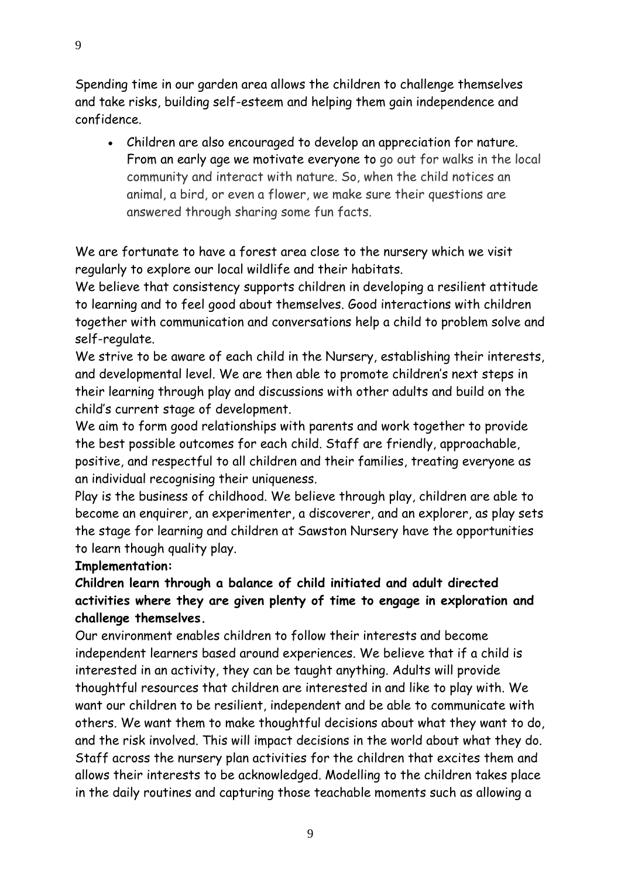Spending time in our garden area allows the children to challenge themselves and take risks, building self-esteem and helping them gain independence and confidence.

- Children are also encouraged to develop an appreciation for nature. From an early age we motivate everyone to go out for walks in the local community and interact with nature. So, when the child notices an animal, a bird, or even a flower, we make sure their questions are answered through sharing some fun facts.

We are fortunate to have a forest area close to the nursery which we visit regularly to explore our local wildlife and their habitats.
We believe that consistency supports children in developing a resilient attitude to learning and to feel good about themselves. Good interactions with children together with communication and conversations help a child to problem solve and self-regulate.
We strive to be aware of each child in the Nursery, establishing their interests, and developmental level. We are then able to promote children's next steps in their learning through play and discussions with other adults and build on the child's current stage of development.
We aim to form good relationships with parents and work together to provide the best possible outcomes for each child. Staff are friendly, approachable, positive, and respectful to all children and their families, treating everyone as an individual recognising their uniqueness.
Play is the business of childhood. We believe through play, children are able to become an enquirer, an experimenter, a discoverer, and an explorer, as play sets the stage for learning and children at Sawston Nursery have the opportunities to learn though quality play.

**Implementation:**

**Children learn through a balance of child initiated and adult directed activities where they are given plenty of time to engage in exploration and challenge themselves.**

Our environment enables children to follow their interests and become independent learners based around experiences. We believe that if a child is interested in an activity, they can be taught anything. Adults will provide thoughtful resources that children are interested in and like to play with. We want our children to be resilient, independent and be able to communicate with others. We want them to make thoughtful decisions about what they want to do, and the risk involved. This will impact decisions in the world about what they do. Staff across the nursery plan activities for the children that excites them and allows their interests to be acknowledged. Modelling to the children takes place in the daily routines and capturing those teachable moments such as allowing a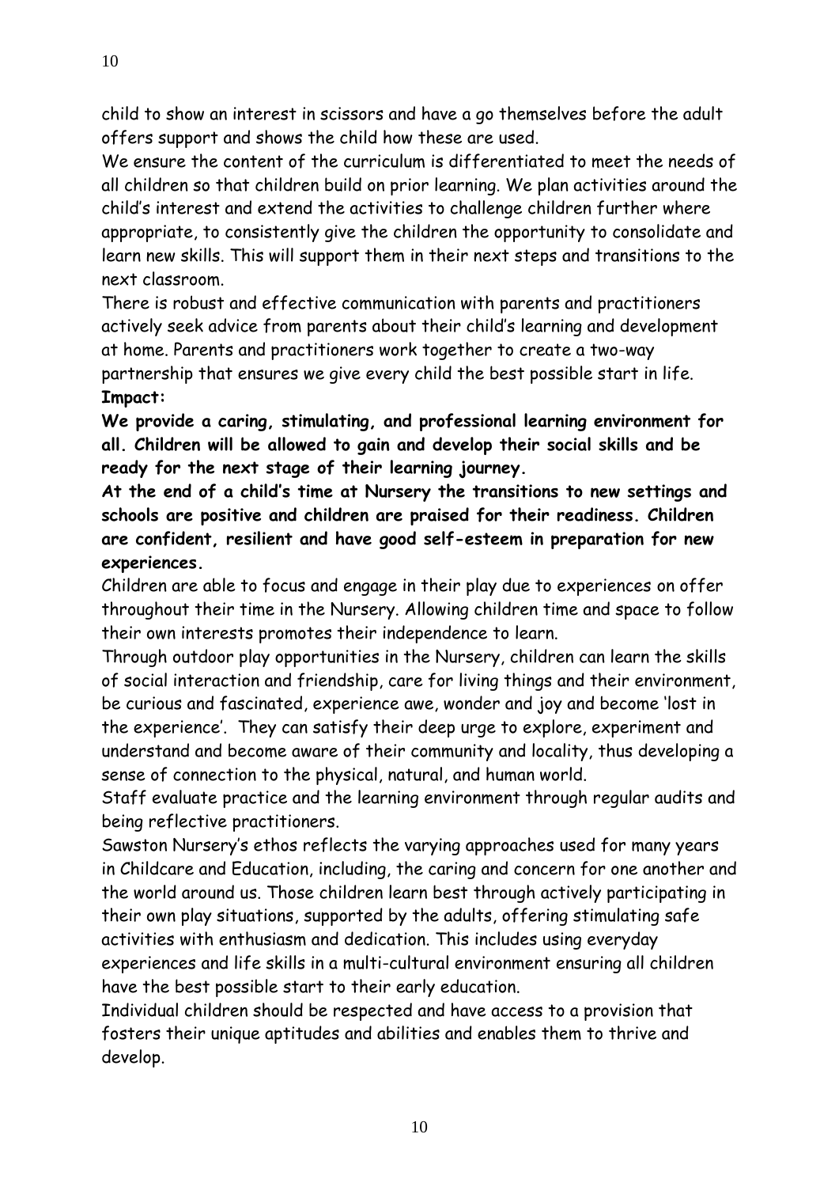child to show an interest in scissors and have a go themselves before the adult offers support and shows the child how these are used.

We ensure the content of the curriculum is differentiated to meet the needs of all children so that children build on prior learning. We plan activities around the child's interest and extend the activities to challenge children further where appropriate, to consistently give the children the opportunity to consolidate and learn new skills. This will support them in their next steps and transitions to the next classroom.

There is robust and effective communication with parents and practitioners actively seek advice from parents about their child's learning and development at home. Parents and practitioners work together to create a two-way partnership that ensures we give every child the best possible start in life.

**Impact:**

**We provide a caring, stimulating, and professional learning environment for all. Children will be allowed to gain and develop their social skills and be ready for the next stage of their learning journey.**

**At the end of a child's time at Nursery the transitions to new settings and schools are positive and children are praised for their readiness. Children are confident, resilient and have good self-esteem in preparation for new experiences.**

Children are able to focus and engage in their play due to experiences on offer throughout their time in the Nursery. Allowing children time and space to follow their own interests promotes their independence to learn.

Through outdoor play opportunities in the Nursery, children can learn the skills of social interaction and friendship, care for living things and their environment, be curious and fascinated, experience awe, wonder and joy and become 'lost in the experience'. They can satisfy their deep urge to explore, experiment and understand and become aware of their community and locality, thus developing a sense of connection to the physical, natural, and human world.

Staff evaluate practice and the learning environment through regular audits and being reflective practitioners.

Sawston Nursery's ethos reflects the varying approaches used for many years in Childcare and Education, including, the caring and concern for one another and the world around us. Those children learn best through actively participating in their own play situations, supported by the adults, offering stimulating safe activities with enthusiasm and dedication. This includes using everyday experiences and life skills in a multi-cultural environment ensuring all children have the best possible start to their early education.

Individual children should be respected and have access to a provision that fosters their unique aptitudes and abilities and enables them to thrive and develop.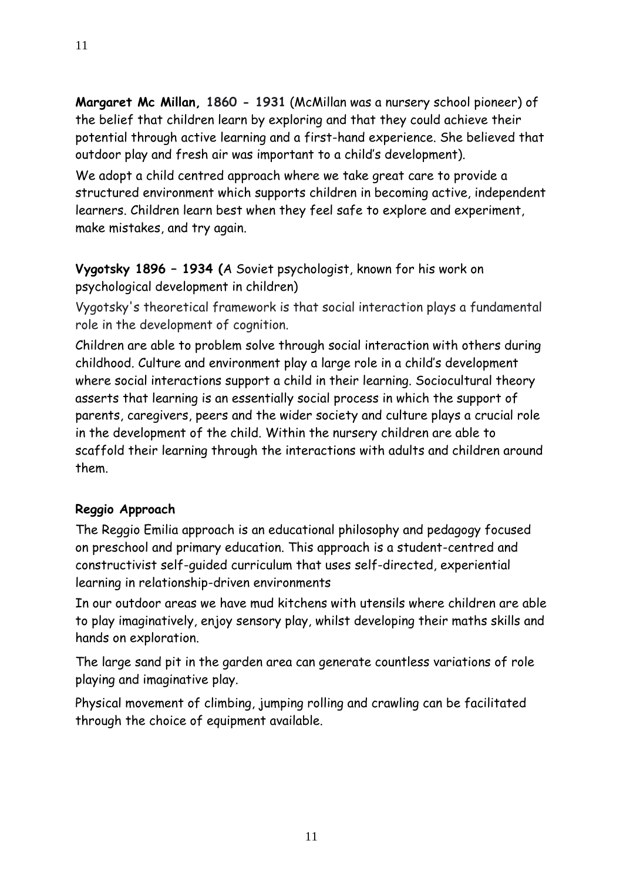**Margaret Mc Millan, 1860 - 1931** (McMillan was a nursery school pioneer) of the belief that children learn by exploring and that they could achieve their potential through active learning and a first-hand experience. She believed that outdoor play and fresh air was important to a child's development).

We adopt a child centred approach where we take great care to provide a structured environment which supports children in becoming active, independent learners. Children learn best when they feel safe to explore and experiment, make mistakes, and try again.

**Vygotsky 1896 – 1934 (**A Soviet psychologist, known for his work on psychological development in children)

Vygotsky's theoretical framework is that social interaction plays a fundamental role in the development of cognition.

Children are able to problem solve through social interaction with others during childhood. Culture and environment play a large role in a child's development where social interactions support a child in their learning. Sociocultural theory asserts that learning is an essentially social process in which the support of parents, caregivers, peers and the wider society and culture plays a crucial role in the development of the child. Within the nursery children are able to scaffold their learning through the interactions with adults and children around them.

**Reggio Approach**

The Reggio Emilia approach is an educational philosophy and pedagogy focused on preschool and primary education. This approach is a student-centred and constructivist self-guided curriculum that uses self-directed, experiential learning in relationship-driven environments

In our outdoor areas we have mud kitchens with utensils where children are able to play imaginatively, enjoy sensory play, whilst developing their maths skills and hands on exploration.

The large sand pit in the garden area can generate countless variations of role playing and imaginative play.

Physical movement of climbing, jumping rolling and crawling can be facilitated through the choice of equipment available.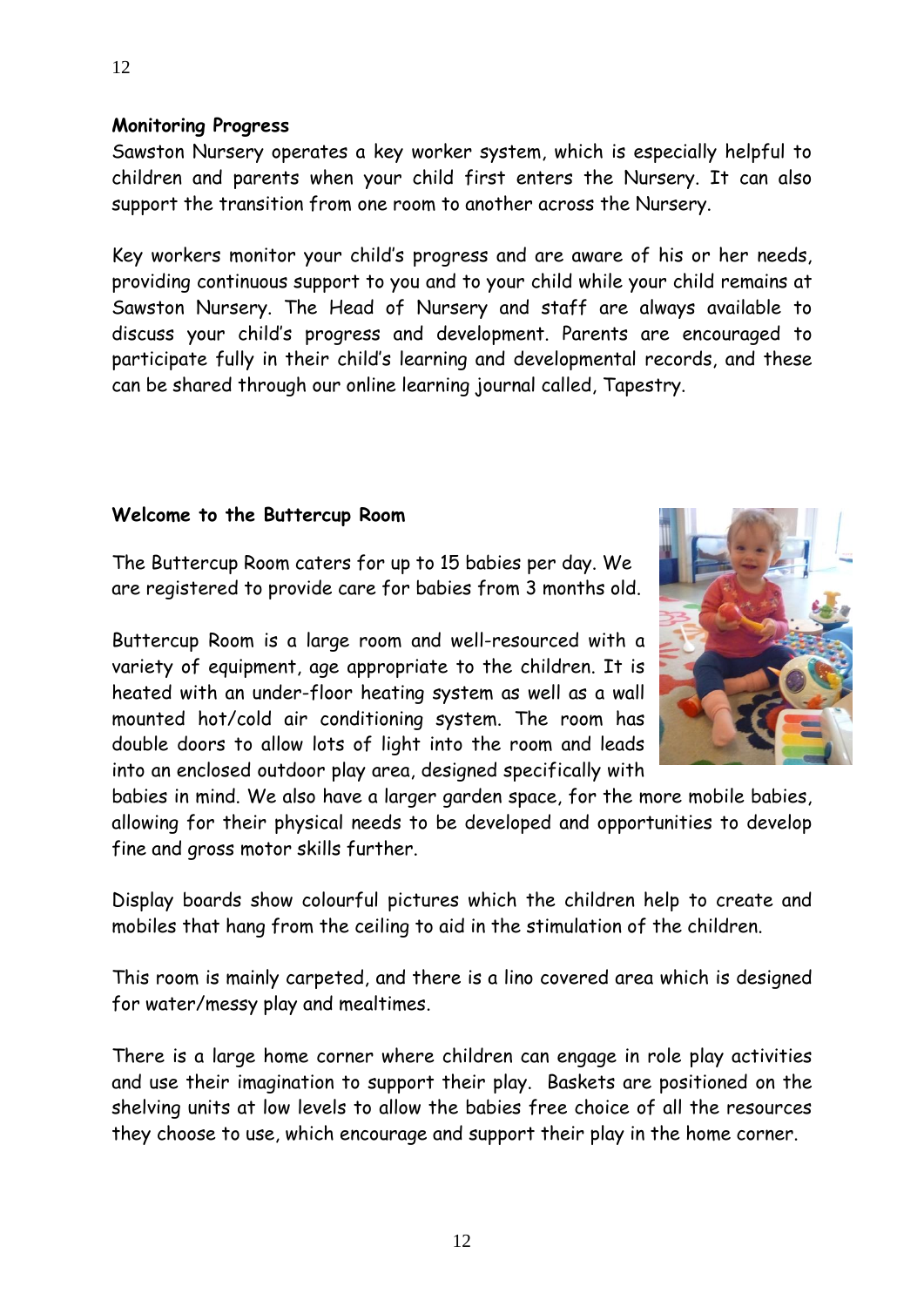**Monitoring Progress**

Sawston Nursery operates a key worker system, which is especially helpful to children and parents when your child first enters the Nursery. It can also support the transition from one room to another across the Nursery.

Key workers monitor your child's progress and are aware of his or her needs, providing continuous support to you and to your child while your child remains at Sawston Nursery. The Head of Nursery and staff are always available to discuss your child's progress and development. Parents are encouraged to participate fully in their child's learning and developmental records, and these can be shared through our online learning journal called, Tapestry.

**Welcome to the Buttercup Room**

The Buttercup Room caters for up to 15 babies per day. We are registered to provide care for babies from 3 months old.

Buttercup Room is a large room and well-resourced with a variety of equipment, age appropriate to the children. It is heated with an under-floor heating system as well as a wall mounted hot/cold air conditioning system. The room has double doors to allow lots of light into the room and leads into an enclosed outdoor play area, designed specifically with babies in mind. We also have a larger garden space, for the more mobile babies, allowing for their physical needs to be developed and opportunities to develop fine and gross motor skills further.

Display boards show colourful pictures which the children help to create and mobiles that hang from the ceiling to aid in the stimulation of the children.

This room is mainly carpeted, and there is a lino covered area which is designed for water/messy play and mealtimes.

There is a large home corner where children can engage in role play activities and use their imagination to support their play. Baskets are positioned on the shelving units at low levels to allow the babies free choice of all the resources they choose to use, which encourage and support their play in the home corner.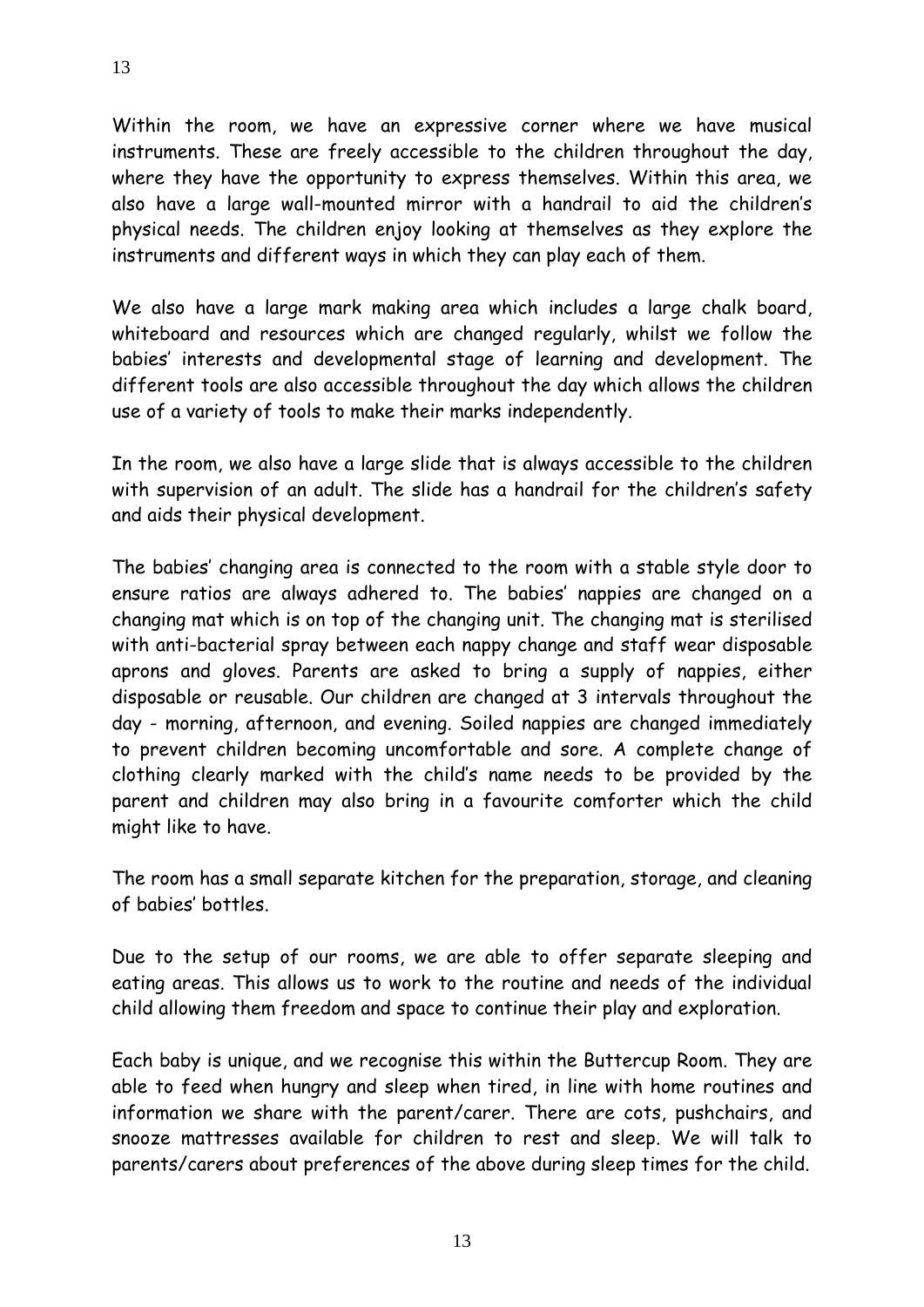Within the room, we have an expressive corner where we have musical instruments. These are freely accessible to the children throughout the day, where they have the opportunity to express themselves. Within this area, we also have a large wall-mounted mirror with a handrail to aid the children's physical needs. The children enjoy looking at themselves as they explore the instruments and different ways in which they can play each of them.

We also have a large mark making area which includes a large chalk board, whiteboard and resources which are changed regularly, whilst we follow the babies' interests and developmental stage of learning and development. The different tools are also accessible throughout the day which allows the children use of a variety of tools to make their marks independently.

In the room, we also have a large slide that is always accessible to the children with supervision of an adult. The slide has a handrail for the children's safety and aids their physical development.

The babies' changing area is connected to the room with a stable style door to ensure ratios are always adhered to. The babies' nappies are changed on a changing mat which is on top of the changing unit. The changing mat is sterilised with anti-bacterial spray between each nappy change and staff wear disposable aprons and gloves. Parents are asked to bring a supply of nappies, either disposable or reusable. Our children are changed at 3 intervals throughout the day - morning, afternoon, and evening. Soiled nappies are changed immediately to prevent children becoming uncomfortable and sore. A complete change of clothing clearly marked with the child's name needs to be provided by the parent and children may also bring in a favourite comforter which the child might like to have.

The room has a small separate kitchen for the preparation, storage, and cleaning of babies' bottles.

Due to the setup of our rooms, we are able to offer separate sleeping and eating areas. This allows us to work to the routine and needs of the individual child allowing them freedom and space to continue their play and exploration.

Each baby is unique, and we recognise this within the Buttercup Room. They are able to feed when hungry and sleep when tired, in line with home routines and information we share with the parent/carer. There are cots, pushchairs, and snooze mattresses available for children to rest and sleep. We will talk to parents/carers about preferences of the above during sleep times for the child.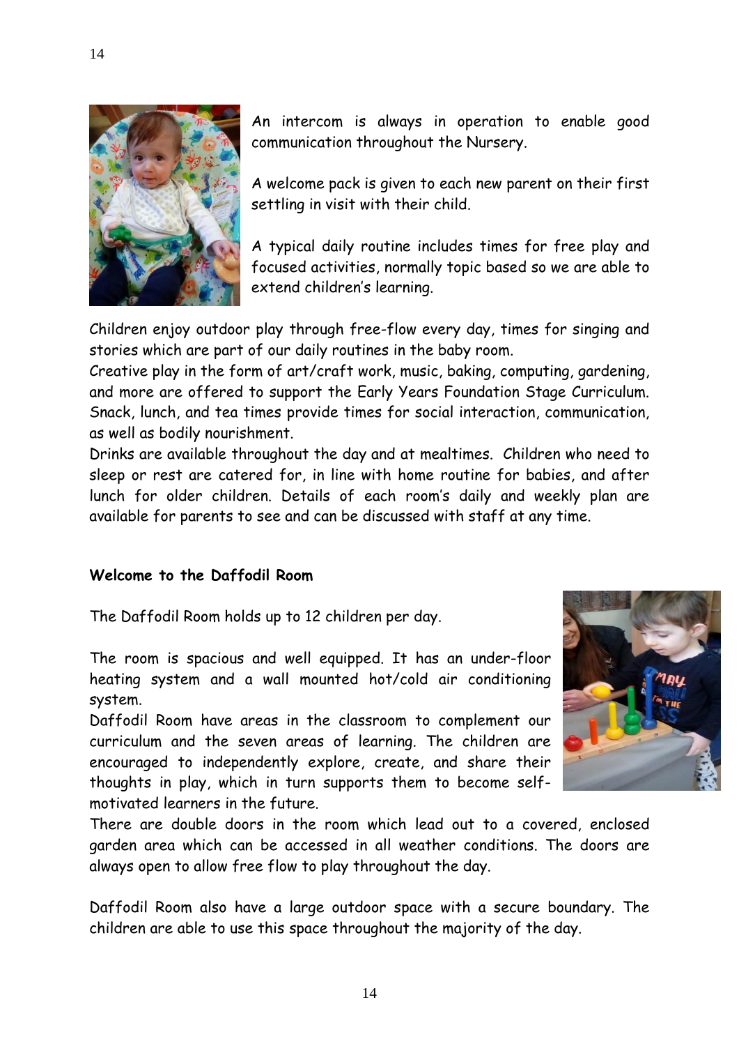An intercom is always in operation to enable good communication throughout the Nursery.

A welcome pack is given to each new parent on their first settling in visit with their child.

A typical daily routine includes times for free play and focused activities, normally topic based so we are able to extend children's learning.

Children enjoy outdoor play through free-flow every day, times for singing and stories which are part of our daily routines in the baby room.
Creative play in the form of art/craft work, music, baking, computing, gardening, and more are offered to support the Early Years Foundation Stage Curriculum.
Snack, lunch, and tea times provide times for social interaction, communication, as well as bodily nourishment.
Drinks are available throughout the day and at mealtimes. Children who need to sleep or rest are catered for, in line with home routine for babies, and after lunch for older children. Details of each room's daily and weekly plan are available for parents to see and can be discussed with staff at any time.

**Welcome to the Daffodil Room**

The Daffodil Room holds up to 12 children per day.

The room is spacious and well equipped. It has an under-floor heating system and a wall mounted hot/cold air conditioning system.
Daffodil Room have areas in the classroom to complement our curriculum and the seven areas of learning. The children are encouraged to independently explore, create, and share their thoughts in play, which in turn supports them to become self-motivated learners in the future.
There are double doors in the room which lead out to a covered, enclosed garden area which can be accessed in all weather conditions. The doors are always open to allow free flow to play throughout the day.

Daffodil Room also have a large outdoor space with a secure boundary. The children are able to use this space throughout the majority of the day.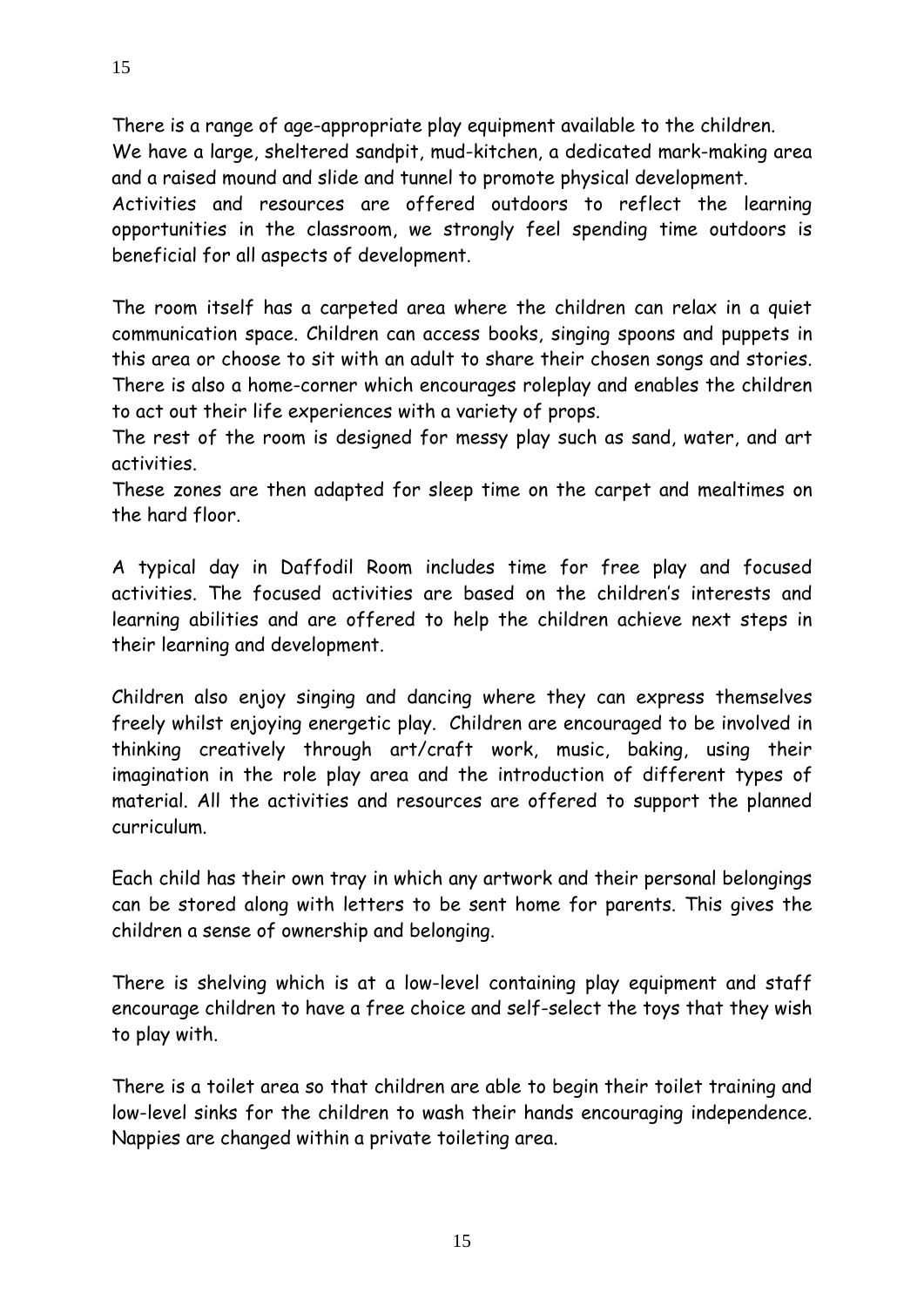There is a range of age-appropriate play equipment available to the children.
We have a large, sheltered sandpit, mud-kitchen, a dedicated mark-making area and a raised mound and slide and tunnel to promote physical development.
Activities and resources are offered outdoors to reflect the learning opportunities in the classroom, we strongly feel spending time outdoors is beneficial for all aspects of development.

The room itself has a carpeted area where the children can relax in a quiet communication space. Children can access books, singing spoons and puppets in this area or choose to sit with an adult to share their chosen songs and stories.
There is also a home-corner which encourages roleplay and enables the children to act out their life experiences with a variety of props.
The rest of the room is designed for messy play such as sand, water, and art activities.
These zones are then adapted for sleep time on the carpet and mealtimes on the hard floor.

A typical day in Daffodil Room includes time for free play and focused activities. The focused activities are based on the children's interests and learning abilities and are offered to help the children achieve next steps in their learning and development.

Children also enjoy singing and dancing where they can express themselves freely whilst enjoying energetic play. Children are encouraged to be involved in thinking creatively through art/craft work, music, baking, using their imagination in the role play area and the introduction of different types of material. All the activities and resources are offered to support the planned curriculum.

Each child has their own tray in which any artwork and their personal belongings can be stored along with letters to be sent home for parents. This gives the children a sense of ownership and belonging.

There is shelving which is at a low-level containing play equipment and staff encourage children to have a free choice and self-select the toys that they wish to play with.

There is a toilet area so that children are able to begin their toilet training and low-level sinks for the children to wash their hands encouraging independence. Nappies are changed within a private toileting area.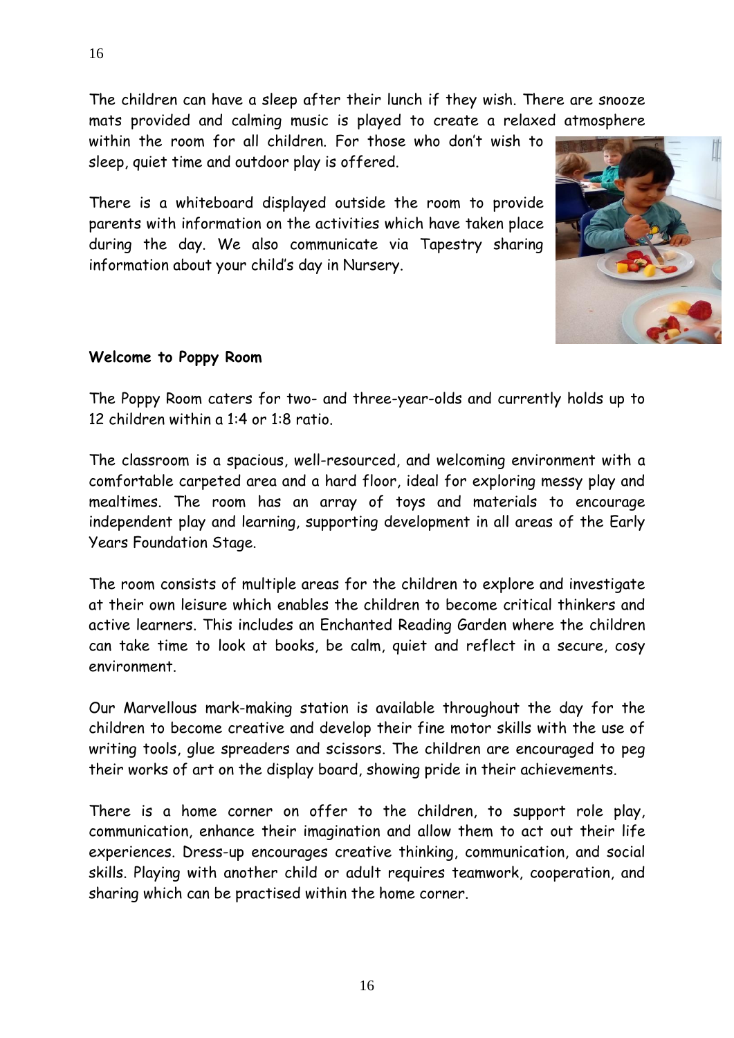The children can have a sleep after their lunch if they wish. There are snooze mats provided and calming music is played to create a relaxed atmosphere within the room for all children. For those who don't wish to sleep, quiet time and outdoor play is offered.

There is a whiteboard displayed outside the room to provide parents with information on the activities which have taken place during the day. We also communicate via Tapestry sharing information about your child's day in Nursery.

**Welcome to Poppy Room**

The Poppy Room caters for two- and three-year-olds and currently holds up to 12 children within a 1:4 or 1:8 ratio.

The classroom is a spacious, well-resourced, and welcoming environment with a comfortable carpeted area and a hard floor, ideal for exploring messy play and mealtimes. The room has an array of toys and materials to encourage independent play and learning, supporting development in all areas of the Early Years Foundation Stage.

The room consists of multiple areas for the children to explore and investigate at their own leisure which enables the children to become critical thinkers and active learners. This includes an Enchanted Reading Garden where the children can take time to look at books, be calm, quiet and reflect in a secure, cosy environment.

Our Marvellous mark-making station is available throughout the day for the children to become creative and develop their fine motor skills with the use of writing tools, glue spreaders and scissors. The children are encouraged to peg their works of art on the display board, showing pride in their achievements.

There is a home corner on offer to the children, to support role play, communication, enhance their imagination and allow them to act out their life experiences. Dress-up encourages creative thinking, communication, and social skills. Playing with another child or adult requires teamwork, cooperation, and sharing which can be practised within the home corner.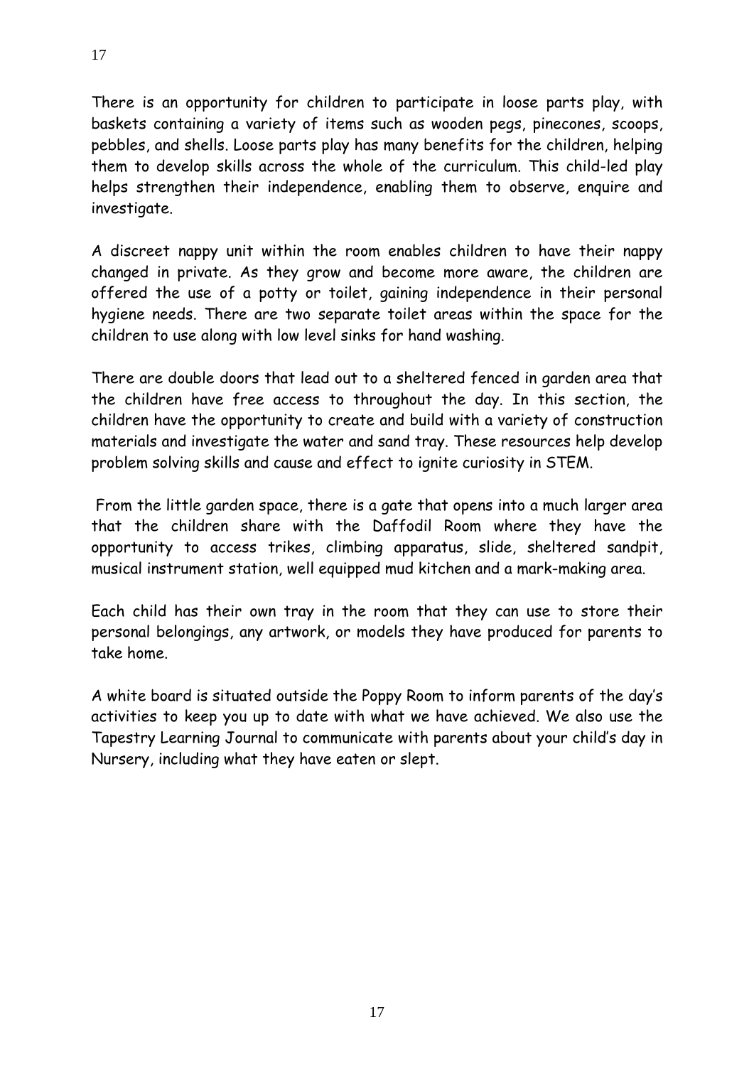There is an opportunity for children to participate in loose parts play, with baskets containing a variety of items such as wooden pegs, pinecones, scoops, pebbles, and shells. Loose parts play has many benefits for the children, helping them to develop skills across the whole of the curriculum. This child-led play helps strengthen their independence, enabling them to observe, enquire and investigate.

A discreet nappy unit within the room enables children to have their nappy changed in private. As they grow and become more aware, the children are offered the use of a potty or toilet, gaining independence in their personal hygiene needs. There are two separate toilet areas within the space for the children to use along with low level sinks for hand washing.

There are double doors that lead out to a sheltered fenced in garden area that the children have free access to throughout the day. In this section, the children have the opportunity to create and build with a variety of construction materials and investigate the water and sand tray. These resources help develop problem solving skills and cause and effect to ignite curiosity in STEM.

From the little garden space, there is a gate that opens into a much larger area that the children share with the Daffodil Room where they have the opportunity to access trikes, climbing apparatus, slide, sheltered sandpit, musical instrument station, well equipped mud kitchen and a mark-making area.

Each child has their own tray in the room that they can use to store their personal belongings, any artwork, or models they have produced for parents to take home.

A white board is situated outside the Poppy Room to inform parents of the day's activities to keep you up to date with what we have achieved. We also use the Tapestry Learning Journal to communicate with parents about your child's day in Nursery, including what they have eaten or slept.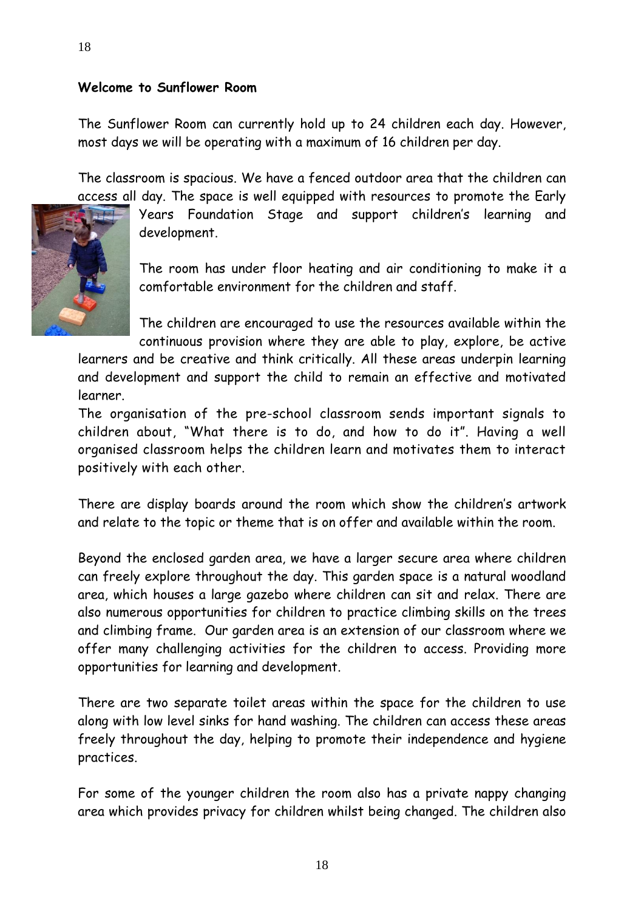**Welcome to Sunflower Room**

The Sunflower Room can currently hold up to 24 children each day. However, most days we will be operating with a maximum of 16 children per day.

The classroom is spacious. We have a fenced outdoor area that the children can access all day. The space is well equipped with resources to promote the Early Years Foundation Stage and support children's learning and development.

The room has under floor heating and air conditioning to make it a comfortable environment for the children and staff.

The children are encouraged to use the resources available within the continuous provision where they are able to play, explore, be active learners and be creative and think critically. All these areas underpin learning and development and support the child to remain an effective and motivated learner.

The organisation of the pre-school classroom sends important signals to children about, "What there is to do, and how to do it". Having a well organised classroom helps the children learn and motivates them to interact positively with each other.

There are display boards around the room which show the children's artwork and relate to the topic or theme that is on offer and available within the room.

Beyond the enclosed garden area, we have a larger secure area where children can freely explore throughout the day. This garden space is a natural woodland area, which houses a large gazebo where children can sit and relax. There are also numerous opportunities for children to practice climbing skills on the trees and climbing frame. Our garden area is an extension of our classroom where we offer many challenging activities for the children to access. Providing more opportunities for learning and development.

There are two separate toilet areas within the space for the children to use along with low level sinks for hand washing. The children can access these areas freely throughout the day, helping to promote their independence and hygiene practices.

For some of the younger children the room also has a private nappy changing area which provides privacy for children whilst being changed. The children also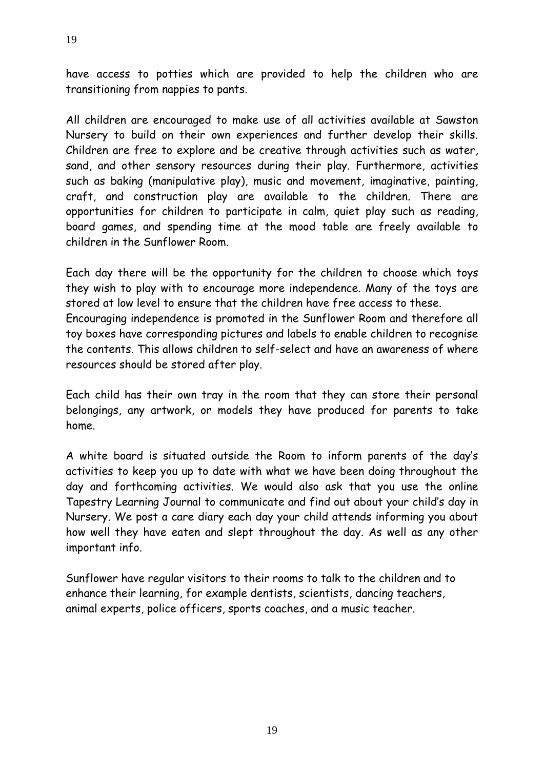have access to potties which are provided to help the children who are transitioning from nappies to pants.

All children are encouraged to make use of all activities available at Sawston Nursery to build on their own experiences and further develop their skills. Children are free to explore and be creative through activities such as water, sand, and other sensory resources during their play. Furthermore, activities such as baking (manipulative play), music and movement, imaginative, painting, craft, and construction play are available to the children. There are opportunities for children to participate in calm, quiet play such as reading, board games, and spending time at the mood table are freely available to children in the Sunflower Room.

Each day there will be the opportunity for the children to choose which toys they wish to play with to encourage more independence. Many of the toys are stored at low level to ensure that the children have free access to these. Encouraging independence is promoted in the Sunflower Room and therefore all toy boxes have corresponding pictures and labels to enable children to recognise the contents. This allows children to self-select and have an awareness of where resources should be stored after play.

Each child has their own tray in the room that they can store their personal belongings, any artwork, or models they have produced for parents to take home.

A white board is situated outside the Room to inform parents of the day's activities to keep you up to date with what we have been doing throughout the day and forthcoming activities. We would also ask that you use the online Tapestry Learning Journal to communicate and find out about your child's day in Nursery. We post a care diary each day your child attends informing you about how well they have eaten and slept throughout the day. As well as any other important info.

Sunflower have regular visitors to their rooms to talk to the children and to enhance their learning, for example dentists, scientists, dancing teachers, animal experts, police officers, sports coaches, and a music teacher.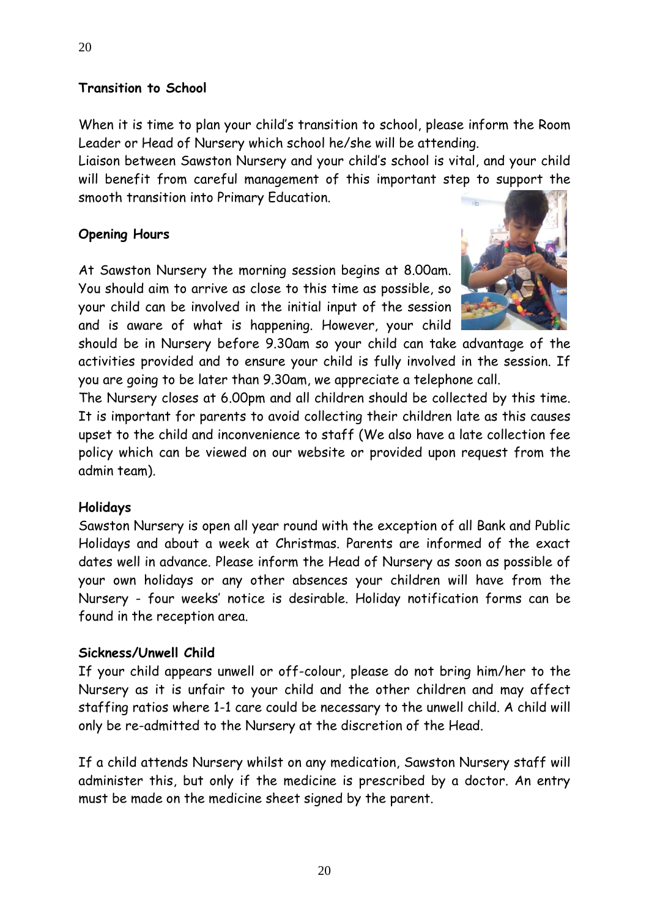**Transition to School**

When it is time to plan your child's transition to school, please inform the Room Leader or Head of Nursery which school he/she will be attending.

Liaison between Sawston Nursery and your child's school is vital, and your child will benefit from careful management of this important step to support the smooth transition into Primary Education.

**Opening Hours**

At Sawston Nursery the morning session begins at 8.00am. You should aim to arrive as close to this time as possible, so your child can be involved in the initial input of the session and is aware of what is happening. However, your child should be in Nursery before 9.30am so your child can take advantage of the activities provided and to ensure your child is fully involved in the session. If you are going to be later than 9.30am, we appreciate a telephone call.

The Nursery closes at 6.00pm and all children should be collected by this time. It is important for parents to avoid collecting their children late as this causes upset to the child and inconvenience to staff (We also have a late collection fee policy which can be viewed on our website or provided upon request from the admin team).

**Holidays**

Sawston Nursery is open all year round with the exception of all Bank and Public Holidays and about a week at Christmas. Parents are informed of the exact dates well in advance. Please inform the Head of Nursery as soon as possible of your own holidays or any other absences your children will have from the Nursery - four weeks' notice is desirable. Holiday notification forms can be found in the reception area.

**Sickness/Unwell Child**

If your child appears unwell or off-colour, please do not bring him/her to the Nursery as it is unfair to your child and the other children and may affect staffing ratios where 1-1 care could be necessary to the unwell child. A child will only be re-admitted to the Nursery at the discretion of the Head.

If a child attends Nursery whilst on any medication, Sawston Nursery staff will administer this, but only if the medicine is prescribed by a doctor. An entry must be made on the medicine sheet signed by the parent.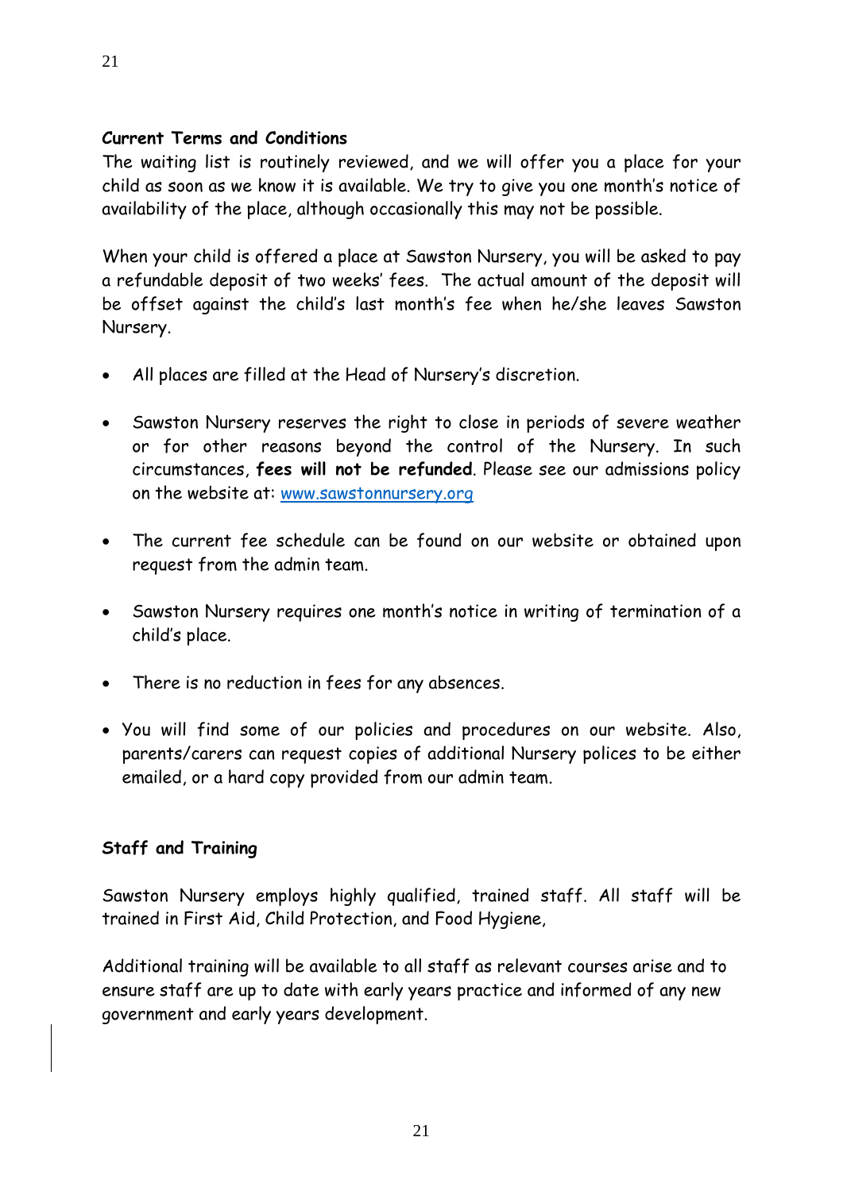**Current Terms and Conditions**

The waiting list is routinely reviewed, and we will offer you a place for your child as soon as we know it is available. We try to give you one month's notice of availability of the place, although occasionally this may not be possible.

When your child is offered a place at Sawston Nursery, you will be asked to pay a refundable deposit of two weeks' fees. The actual amount of the deposit will be offset against the child's last month's fee when he/she leaves Sawston Nursery.

- All places are filled at the Head of Nursery's discretion.
- Sawston Nursery reserves the right to close in periods of severe weather or for other reasons beyond the control of the Nursery. In such circumstances, **fees will not be refunded**. Please see our admissions policy on the website at: [www.sawstonnursery.org](http://www.sawstonnursery.org)
- The current fee schedule can be found on our website or obtained upon request from the admin team.
- Sawston Nursery requires one month's notice in writing of termination of a child's place.
- There is no reduction in fees for any absences.
- You will find some of our policies and procedures on our website. Also, parents/carers can request copies of additional Nursery polices to be either emailed, or a hard copy provided from our admin team.

**Staff and Training**

Sawston Nursery employs highly qualified, trained staff. All staff will be trained in First Aid, Child Protection, and Food Hygiene,

Additional training will be available to all staff as relevant courses arise and to ensure staff are up to date with early years practice and informed of any new government and early years development.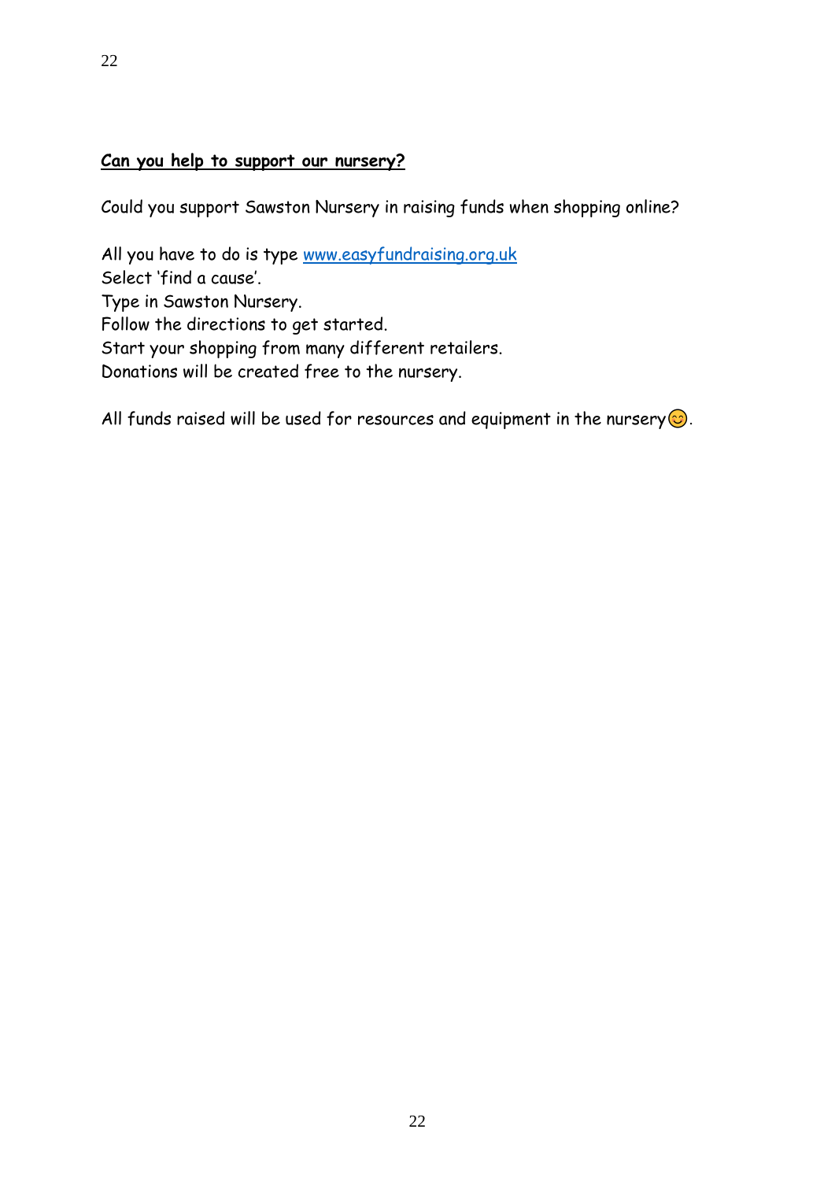**Can you help to support our nursery?**

Could you support Sawston Nursery in raising funds when shopping online?

All you have to do is type www.easyfundraising.org.uk
Select 'find a cause'.
Type in Sawston Nursery.
Follow the directions to get started.
Start your shopping from many different retailers.
Donations will be created free to the nursery.

All funds raised will be used for resources and equipment in the nursery😊.